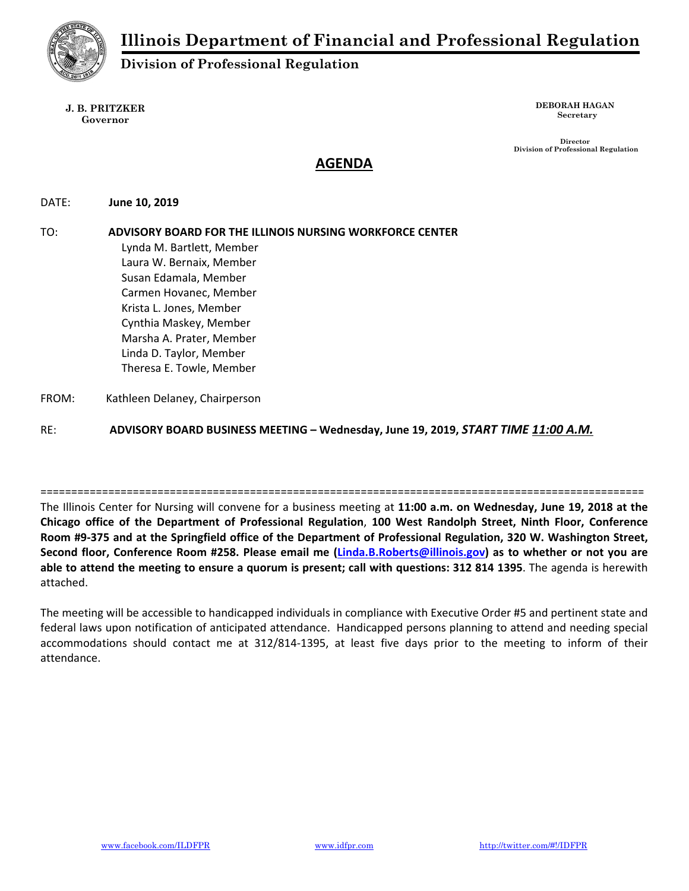# Illinois Department of Financial and Professional Regulation

## Division of Professional Regulation

**J. B. PRITZKER**
**Governor**

**DEBORAH HAGAN**
**Secretary**

**Director**
**Division of Professional Regulation**

## AGENDA

DATE: **June 10, 2019**

TO: **ADVISORY BOARD FOR THE ILLINOIS NURSING WORKFORCE CENTER**
Lynda M. Bartlett, Member
Laura W. Bernaix, Member
Susan Edamala, Member
Carmen Hovanec, Member
Krista L. Jones, Member
Cynthia Maskey, Member
Marsha A. Prater, Member
Linda D. Taylor, Member
Theresa E. Towle, Member

FROM: Kathleen Delaney, Chairperson

RE: **ADVISORY BOARD BUSINESS MEETING – Wednesday, June 19, 2019, *START TIME 11:00 A.M.***

=====================================================================================================

The Illinois Center for Nursing will convene for a business meeting at **11:00 a.m. on Wednesday, June 19, 2018 at the Chicago office of the Department of Professional Regulation**, **100 West Randolph Street, Ninth Floor, Conference Room #9-375 and at the Springfield office of the Department of Professional Regulation, 320 W. Washington Street, Second floor, Conference Room #258. Please email me (Linda.B.Roberts@illinois.gov) as to whether or not you are able to attend the meeting to ensure a quorum is present; call with questions: 312 814 1395**. The agenda is herewith attached.

The meeting will be accessible to handicapped individuals in compliance with Executive Order #5 and pertinent state and federal laws upon notification of anticipated attendance. Handicapped persons planning to attend and needing special accommodations should contact me at 312/814-1395, at least five days prior to the meeting to inform of their attendance.

www.facebook.com/ILDFPR www.idfpr.com http://twitter.com/#!/IDFPR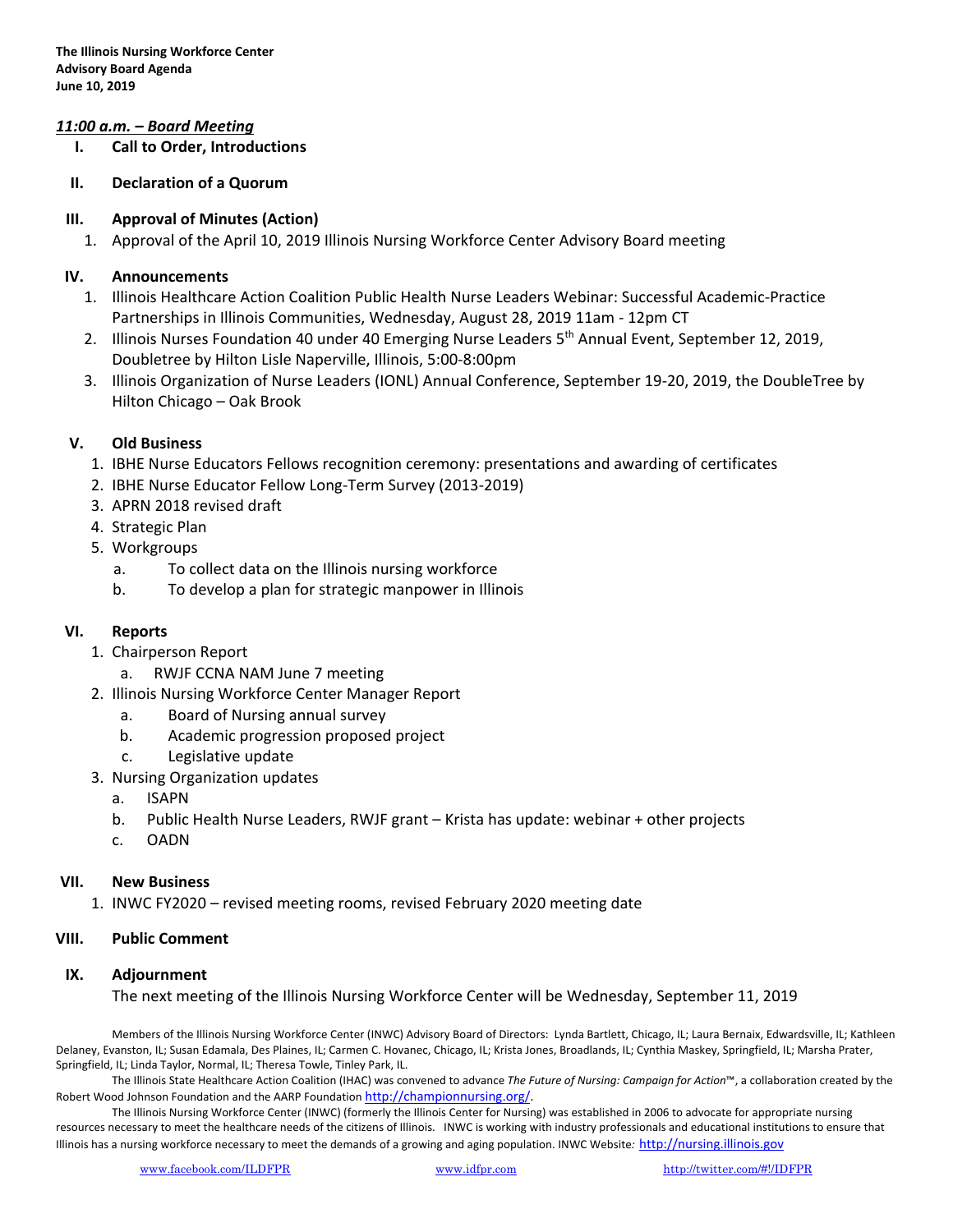**The Illinois Nursing Workforce Center**
**Advisory Board Agenda**
**June 10, 2019**

***11:00 a.m. – Board Meeting***

**I. Call to Order, Introductions**

**II. Declaration of a Quorum**

**III. Approval of Minutes (Action)**

1. Approval of the April 10, 2019 Illinois Nursing Workforce Center Advisory Board meeting

**IV. Announcements**

1. Illinois Healthcare Action Coalition Public Health Nurse Leaders Webinar: Successful Academic-Practice Partnerships in Illinois Communities, Wednesday, August 28, 2019 11am - 12pm CT
2. Illinois Nurses Foundation 40 under 40 Emerging Nurse Leaders 5th Annual Event, September 12, 2019, Doubletree by Hilton Lisle Naperville, Illinois, 5:00-8:00pm
3. Illinois Organization of Nurse Leaders (IONL) Annual Conference, September 19-20, 2019, the DoubleTree by Hilton Chicago – Oak Brook

**V. Old Business**

1. IBHE Nurse Educators Fellows recognition ceremony: presentations and awarding of certificates
2. IBHE Nurse Educator Fellow Long-Term Survey (2013-2019)
3. APRN 2018 revised draft
4. Strategic Plan
5. Workgroups
   a. To collect data on the Illinois nursing workforce
   b. To develop a plan for strategic manpower in Illinois

**VI. Reports**

1. Chairperson Report
   a. RWJF CCNA NAM June 7 meeting
2. Illinois Nursing Workforce Center Manager Report
   a. Board of Nursing annual survey
   b. Academic progression proposed project
   c. Legislative update
3. Nursing Organization updates
   a. ISAPN
   b. Public Health Nurse Leaders, RWJF grant – Krista has update: webinar + other projects
   c. OADN

**VII. New Business**

1. INWC FY2020 – revised meeting rooms, revised February 2020 meeting date

**VIII. Public Comment**

**IX. Adjournment**

The next meeting of the Illinois Nursing Workforce Center will be Wednesday, September 11, 2019

Members of the Illinois Nursing Workforce Center (INWC) Advisory Board of Directors: Lynda Bartlett, Chicago, IL; Laura Bernaix, Edwardsville, IL; Kathleen Delaney, Evanston, IL; Susan Edamala, Des Plaines, IL; Carmen C. Hovanec, Chicago, IL; Krista Jones, Broadlands, IL; Cynthia Maskey, Springfield, IL; Marsha Prater, Springfield, IL; Linda Taylor, Normal, IL; Theresa Towle, Tinley Park, IL.

The Illinois State Healthcare Action Coalition (IHAC) was convened to advance *The Future of Nursing: Campaign for Action*™, a collaboration created by the Robert Wood Johnson Foundation and the AARP Foundation http://championnursing.org/.

The Illinois Nursing Workforce Center (INWC) (formerly the Illinois Center for Nursing) was established in 2006 to advocate for appropriate nursing resources necessary to meet the healthcare needs of the citizens of Illinois. INWC is working with industry professionals and educational institutions to ensure that Illinois has a nursing workforce necessary to meet the demands of a growing and aging population. INWC Website: http://nursing.illinois.gov

www.facebook.com/ILDFPR www.idfpr.com http://twitter.com/#!/IDFPR